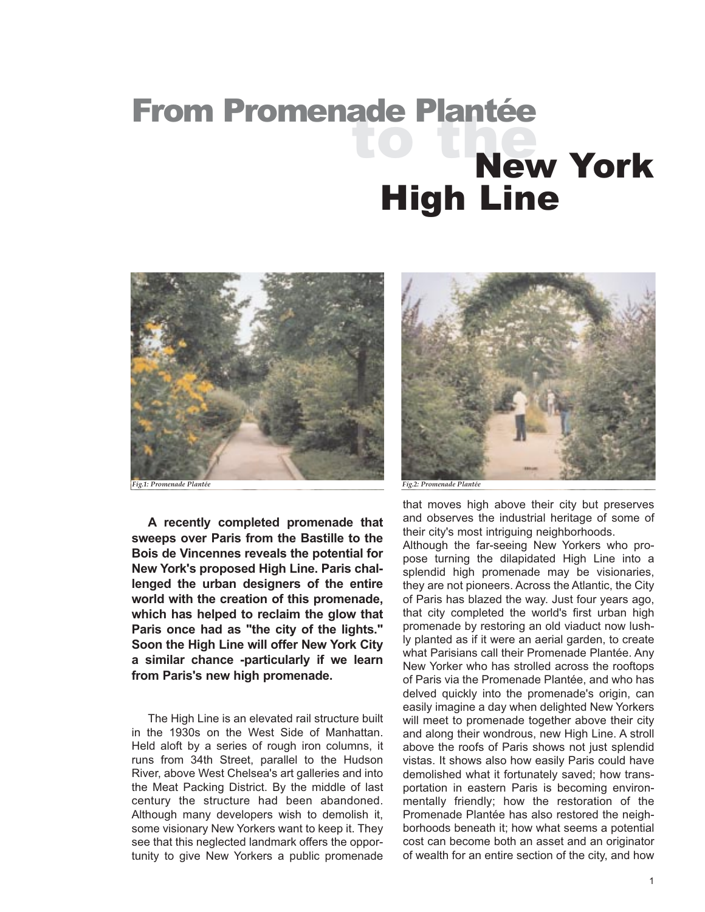# From Promenade Plantée to the New York High Line

*Fig.1: Promenade Plantée*

*Fig.2: Promenade Plantée*

**A recently completed promenade that sweeps over Paris from the Bastille to the Bois de Vincennes reveals the potential for New York's proposed High Line. Paris challenged the urban designers of the entire world with the creation of this promenade, which has helped to reclaim the glow that Paris once had as "the city of the lights." Soon the High Line will offer New York City a similar chance -particularly if we learn from Paris's new high promenade.**

The High Line is an elevated rail structure built in the 1930s on the West Side of Manhattan. Held aloft by a series of rough iron columns, it runs from 34th Street, parallel to the Hudson River, above West Chelsea's art galleries and into the Meat Packing District. By the middle of last century the structure had been abandoned. Although many developers wish to demolish it, some visionary New Yorkers want to keep it. They see that this neglected landmark offers the opportunity to give New Yorkers a public promenade that moves high above their city but preserves and observes the industrial heritage of some of their city's most intriguing neighborhoods.

Although the far-seeing New Yorkers who propose turning the dilapidated High Line into a splendid high promenade may be visionaries, they are not pioneers. Across the Atlantic, the City of Paris has blazed the way. Just four years ago, that city completed the world's first urban high promenade by restoring an old viaduct now lushly planted as if it were an aerial garden, to create what Parisians call their Promenade Plantée. Any New Yorker who has strolled across the rooftops of Paris via the Promenade Plantée, and who has delved quickly into the promenade's origin, can easily imagine a day when delighted New Yorkers will meet to promenade together above their city and along their wondrous, new High Line. A stroll above the roofs of Paris shows not just splendid vistas. It shows also how easily Paris could have demolished what it fortunately saved; how transportation in eastern Paris is becoming environmentally friendly; how the restoration of the Promenade Plantée has also restored the neighborhoods beneath it; how what seems a potential cost can become both an asset and an originator of wealth for an entire section of the city, and how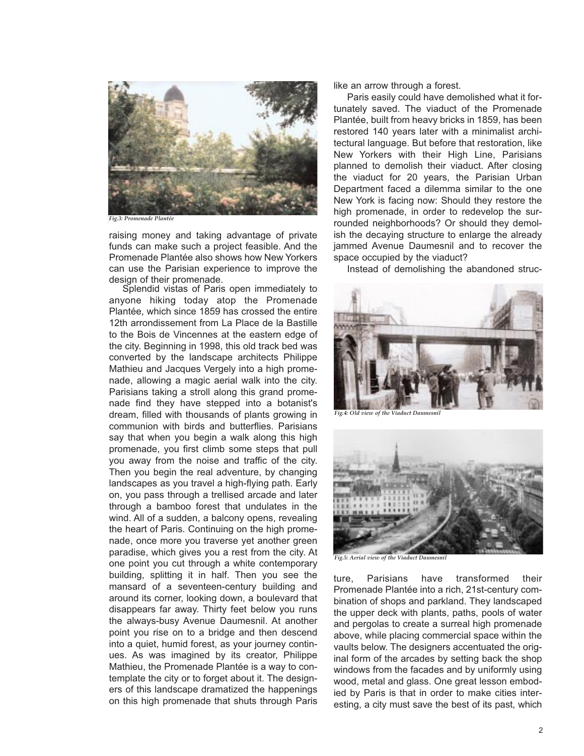Fig.3: Promenade Plantée

raising money and taking advantage of private funds can make such a project feasible. And the Promenade Plantée also shows how New Yorkers can use the Parisian experience to improve the design of their promenade.

Splendid vistas of Paris open immediately to anyone hiking today atop the Promenade Plantée, which since 1859 has crossed the entire 12th arrondissement from La Place de la Bastille to the Bois de Vincennes at the eastern edge of the city. Beginning in 1998, this old track bed was converted by the landscape architects Philippe Mathieu and Jacques Vergely into a high promenade, allowing a magic aerial walk into the city. Parisians taking a stroll along this grand promenade find they have stepped into a botanist's dream, filled with thousands of plants growing in communion with birds and butterflies. Parisians say that when you begin a walk along this high promenade, you first climb some steps that pull you away from the noise and traffic of the city. Then you begin the real adventure, by changing landscapes as you travel a high-flying path. Early on, you pass through a trellised arcade and later through a bamboo forest that undulates in the wind. All of a sudden, a balcony opens, revealing the heart of Paris. Continuing on the high promenade, once more you traverse yet another green paradise, which gives you a rest from the city. At one point you cut through a white contemporary building, splitting it in half. Then you see the mansard of a seventeen-century building and around its corner, looking down, a boulevard that disappears far away. Thirty feet below you runs the always-busy Avenue Daumesnil. At another point you rise on to a bridge and then descend into a quiet, humid forest, as your journey continues. As was imagined by its creator, Philippe Mathieu, the Promenade Plantée is a way to contemplate the city or to forget about it. The designers of this landscape dramatized the happenings on this high promenade that shuts through Paris like an arrow through a forest.

Paris easily could have demolished what it fortunately saved. The viaduct of the Promenade Plantée, built from heavy bricks in 1859, has been restored 140 years later with a minimalist architectural language. But before that restoration, like New Yorkers with their High Line, Parisians planned to demolish their viaduct. After closing the viaduct for 20 years, the Parisian Urban Department faced a dilemma similar to the one New York is facing now: Should they restore the high promenade, in order to redevelop the surrounded neighborhoods? Or should they demolish the decaying structure to enlarge the already jammed Avenue Daumesnil and to recover the space occupied by the viaduct?

Instead of demolishing the abandoned structure, Parisians have transformed their Promenade Plantée into a rich, 21st-century combination of shops and parkland. They landscaped the upper deck with plants, paths, pools of water and pergolas to create a surreal high promenade above, while placing commercial space within the vaults below. The designers accentuated the original form of the arcades by setting back the shop windows from the facades and by uniformly using wood, metal and glass. One great lesson embodied by Paris is that in order to make cities interesting, a city must save the best of its past, which

Fig.4: Old view of the Viaduct Daumesnil

Fig.5: Aerial view of the Viaduct Daumesnil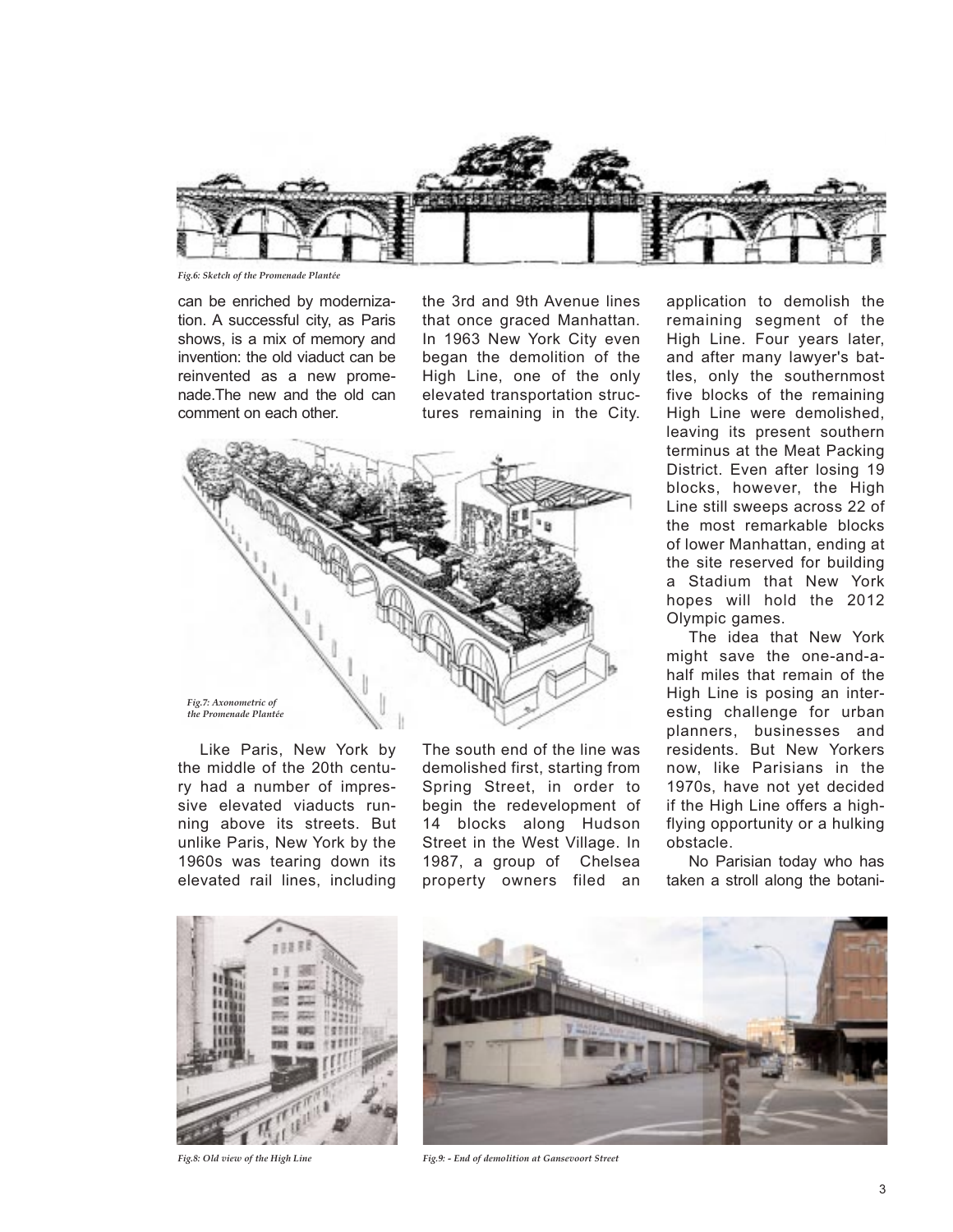Fig.6: Sketch of the Promenade Plantée

can be enriched by modernization. A successful city, as Paris shows, is a mix of memory and invention: the old viaduct can be reinvented as a new promenade.The new and the old can comment on each other.

Fig.7: Axonometric of the Promenade Plantée

Like Paris, New York by the middle of the 20th century had a number of impressive elevated viaducts running above its streets. But unlike Paris, New York by the 1960s was tearing down its elevated rail lines, including the 3rd and 9th Avenue lines that once graced Manhattan. In 1963 New York City even began the demolition of the High Line, one of the only elevated transportation structures remaining in the City. The south end of the line was demolished first, starting from Spring Street, in order to begin the redevelopment of 14 blocks along Hudson Street in the West Village. In 1987, a group of Chelsea property owners filed an application to demolish the remaining segment of the High Line. Four years later, and after many lawyer's battles, only the southernmost five blocks of the remaining High Line were demolished, leaving its present southern terminus at the Meat Packing District. Even after losing 19 blocks, however, the High Line still sweeps across 22 of the most remarkable blocks of lower Manhattan, ending at the site reserved for building a Stadium that New York hopes will hold the 2012 Olympic games.

The idea that New York might save the one-and-a-half miles that remain of the High Line is posing an interesting challenge for urban planners, businesses and residents. But New Yorkers now, like Parisians in the 1970s, have not yet decided if the High Line offers a high-flying opportunity or a hulking obstacle.

No Parisian today who has taken a stroll along the botani-

Fig.8: Old view of the High Line

Fig.9: - End of demolition at Gansevoort Street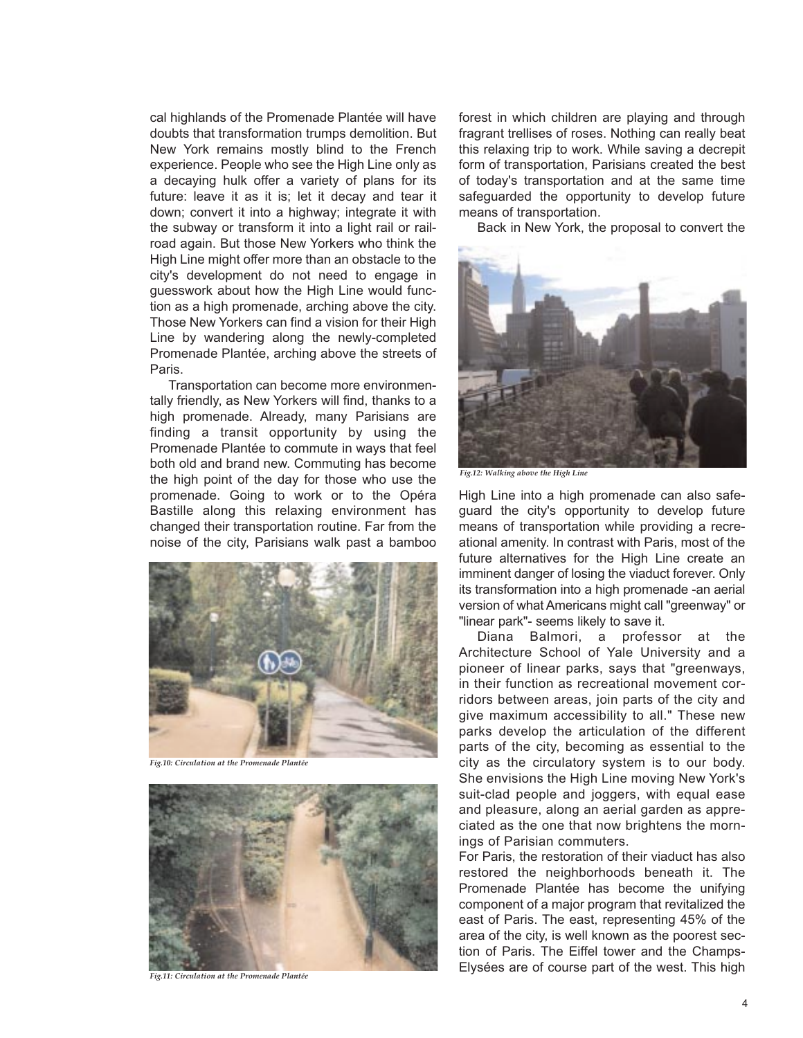cal highlands of the Promenade Plantée will have doubts that transformation trumps demolition. But New York remains mostly blind to the French experience. People who see the High Line only as a decaying hulk offer a variety of plans for its future: leave it as it is; let it decay and tear it down; convert it into a highway; integrate it with the subway or transform it into a light rail or railroad again. But those New Yorkers who think the High Line might offer more than an obstacle to the city's development do not need to engage in guesswork about how the High Line would function as a high promenade, arching above the city. Those New Yorkers can find a vision for their High Line by wandering along the newly-completed Promenade Plantée, arching above the streets of Paris.

Transportation can become more environmentally friendly, as New Yorkers will find, thanks to a high promenade. Already, many Parisians are finding a transit opportunity by using the Promenade Plantée to commute in ways that feel both old and brand new. Commuting has become the high point of the day for those who use the promenade. Going to work or to the Opéra Bastille along this relaxing environment has changed their transportation routine. Far from the noise of the city, Parisians walk past a bamboo forest in which children are playing and through fragrant trellises of roses. Nothing can really beat this relaxing trip to work. While saving a decrepit form of transportation, Parisians created the best of today's transportation and at the same time safeguarded the opportunity to develop future means of transportation.

*Fig.10: Circulation at the Promenade Plantée*

*Fig.11: Circulation at the Promenade Plantée*

Back in New York, the proposal to convert the High Line into a high promenade can also safeguard the city's opportunity to develop future means of transportation while providing a recreational amenity. In contrast with Paris, most of the future alternatives for the High Line create an imminent danger of losing the viaduct forever. Only its transformation into a high promenade -an aerial version of what Americans might call "greenway" or "linear park"- seems likely to save it.

*Fig.12: Walking above the High Line*

Diana Balmori, a professor at the Architecture School of Yale University and a pioneer of linear parks, says that "greenways, in their function as recreational movement corridors between areas, join parts of the city and give maximum accessibility to all." These new parks develop the articulation of the different parts of the city, becoming as essential to the city as the circulatory system is to our body. She envisions the High Line moving New York's suit-clad people and joggers, with equal ease and pleasure, along an aerial garden as appreciated as the one that now brightens the mornings of Parisian commuters.

For Paris, the restoration of their viaduct has also restored the neighborhoods beneath it. The Promenade Plantée has become the unifying component of a major program that revitalized the east of Paris. The east, representing 45% of the area of the city, is well known as the poorest section of Paris. The Eiffel tower and the Champs-Elysées are of course part of the west. This high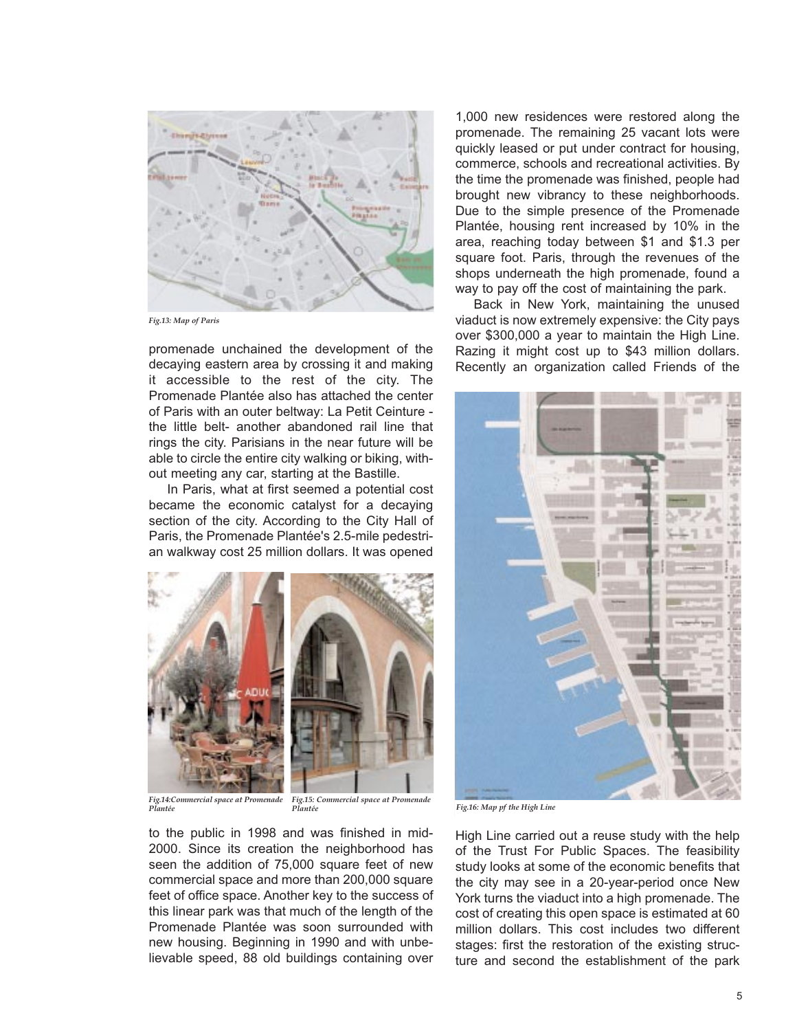Fig.13: Map of Paris

promenade unchained the development of the decaying eastern area by crossing it and making it accessible to the rest of the city. The Promenade Plantée also has attached the center of Paris with an outer beltway: La Petit Ceinture - the little belt- another abandoned rail line that rings the city. Parisians in the near future will be able to circle the entire city walking or biking, without meeting any car, starting at the Bastille.

In Paris, what at first seemed a potential cost became the economic catalyst for a decaying section of the city. According to the City Hall of Paris, the Promenade Plantée's 2.5-mile pedestrian walkway cost 25 million dollars. It was opened to the public in 1998 and was finished in mid-2000. Since its creation the neighborhood has seen the addition of 75,000 square feet of new commercial space and more than 200,000 square feet of office space. Another key to the success of this linear park was that much of the length of the Promenade Plantée was soon surrounded with new housing. Beginning in 1990 and with unbelievable speed, 88 old buildings containing over 1,000 new residences were restored along the promenade. The remaining 25 vacant lots were quickly leased or put under contract for housing, commerce, schools and recreational activities. By the time the promenade was finished, people had brought new vibrancy to these neighborhoods. Due to the simple presence of the Promenade Plantée, housing rent increased by 10% in the area, reaching today between $1 and $1.3 per square foot. Paris, through the revenues of the shops underneath the high promenade, found a way to pay off the cost of maintaining the park.

Fig.14:Commercial space at Promenade Plantée

Fig.15: Commercial space at Promenade Plantée

Back in New York, maintaining the unused viaduct is now extremely expensive: the City pays over $300,000 a year to maintain the High Line. Razing it might cost up to $43 million dollars. Recently an organization called Friends of the High Line carried out a reuse study with the help of the Trust For Public Spaces. The feasibility study looks at some of the economic benefits that the city may see in a 20-year-period once New York turns the viaduct into a high promenade. The cost of creating this open space is estimated at 60 million dollars. This cost includes two different stages: first the restoration of the existing structure and second the establishment of the park

Fig.16: Map pf the High Line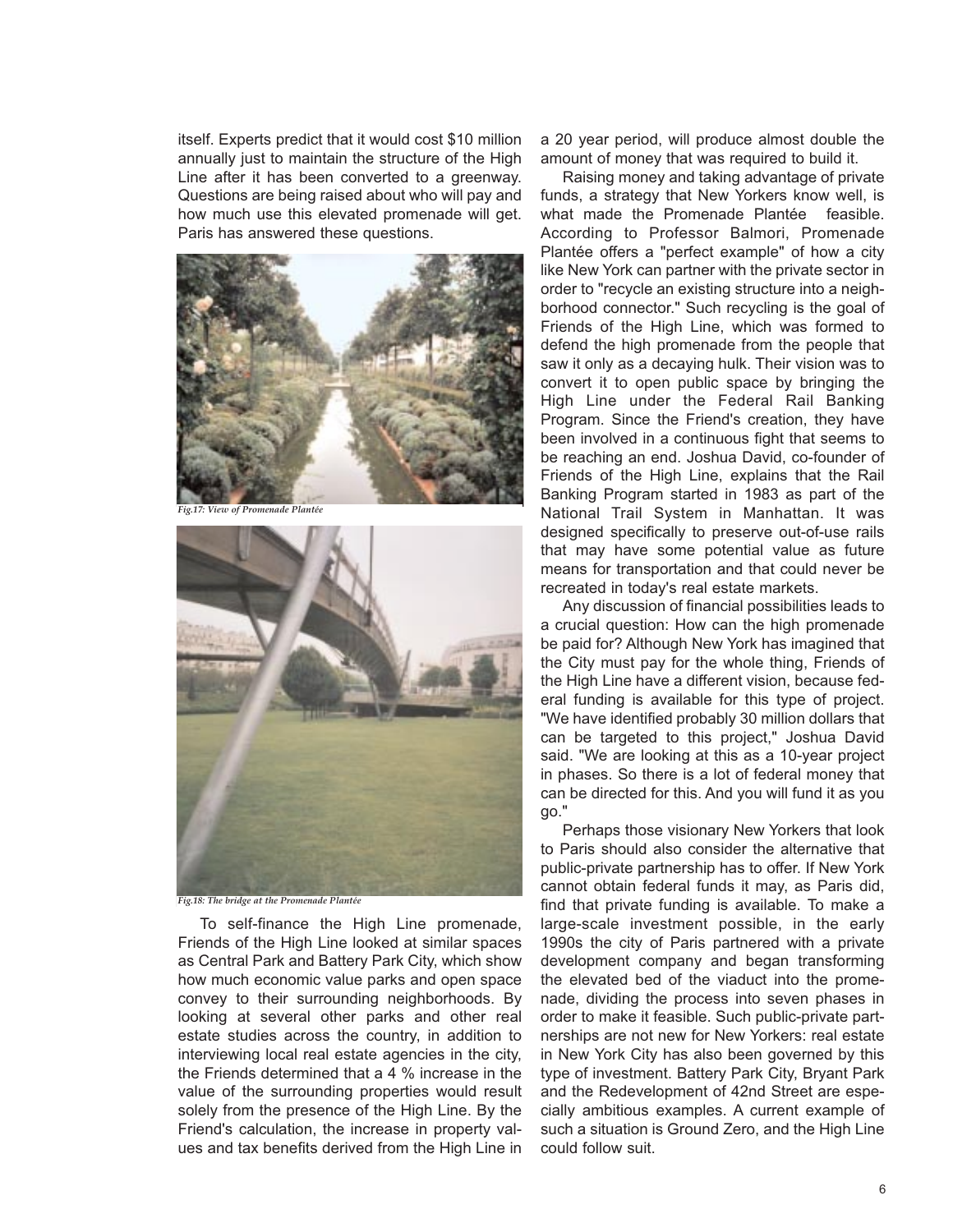itself. Experts predict that it would cost $10 million annually just to maintain the structure of the High Line after it has been converted to a greenway. Questions are being raised about who will pay and how much use this elevated promenade will get. Paris has answered these questions.

*Fig.17: View of Promenade Plantée*

*Fig.18: The bridge at the Promenade Plantée*

To self-finance the High Line promenade, Friends of the High Line looked at similar spaces as Central Park and Battery Park City, which show how much economic value parks and open space convey to their surrounding neighborhoods. By looking at several other parks and other real estate studies across the country, in addition to interviewing local real estate agencies in the city, the Friends determined that a 4 % increase in the value of the surrounding properties would result solely from the presence of the High Line. By the Friend's calculation, the increase in property values and tax benefits derived from the High Line in a 20 year period, will produce almost double the amount of money that was required to build it.

Raising money and taking advantage of private funds, a strategy that New Yorkers know well, is what made the Promenade Plantée feasible. According to Professor Balmori, Promenade Plantée offers a "perfect example" of how a city like New York can partner with the private sector in order to "recycle an existing structure into a neighborhood connector." Such recycling is the goal of Friends of the High Line, which was formed to defend the high promenade from the people that saw it only as a decaying hulk. Their vision was to convert it to open public space by bringing the High Line under the Federal Rail Banking Program. Since the Friend's creation, they have been involved in a continuous fight that seems to be reaching an end. Joshua David, co-founder of Friends of the High Line, explains that the Rail Banking Program started in 1983 as part of the National Trail System in Manhattan. It was designed specifically to preserve out-of-use rails that may have some potential value as future means for transportation and that could never be recreated in today's real estate markets.

Any discussion of financial possibilities leads to a crucial question: How can the high promenade be paid for? Although New York has imagined that the City must pay for the whole thing, Friends of the High Line have a different vision, because federal funding is available for this type of project. "We have identified probably 30 million dollars that can be targeted to this project," Joshua David said. "We are looking at this as a 10-year project in phases. So there is a lot of federal money that can be directed for this. And you will fund it as you go."

Perhaps those visionary New Yorkers that look to Paris should also consider the alternative that public-private partnership has to offer. If New York cannot obtain federal funds it may, as Paris did, find that private funding is available. To make a large-scale investment possible, in the early 1990s the city of Paris partnered with a private development company and began transforming the elevated bed of the viaduct into the promenade, dividing the process into seven phases in order to make it feasible. Such public-private partnerships are not new for New Yorkers: real estate in New York City has also been governed by this type of investment. Battery Park City, Bryant Park and the Redevelopment of 42nd Street are especially ambitious examples. A current example of such a situation is Ground Zero, and the High Line could follow suit.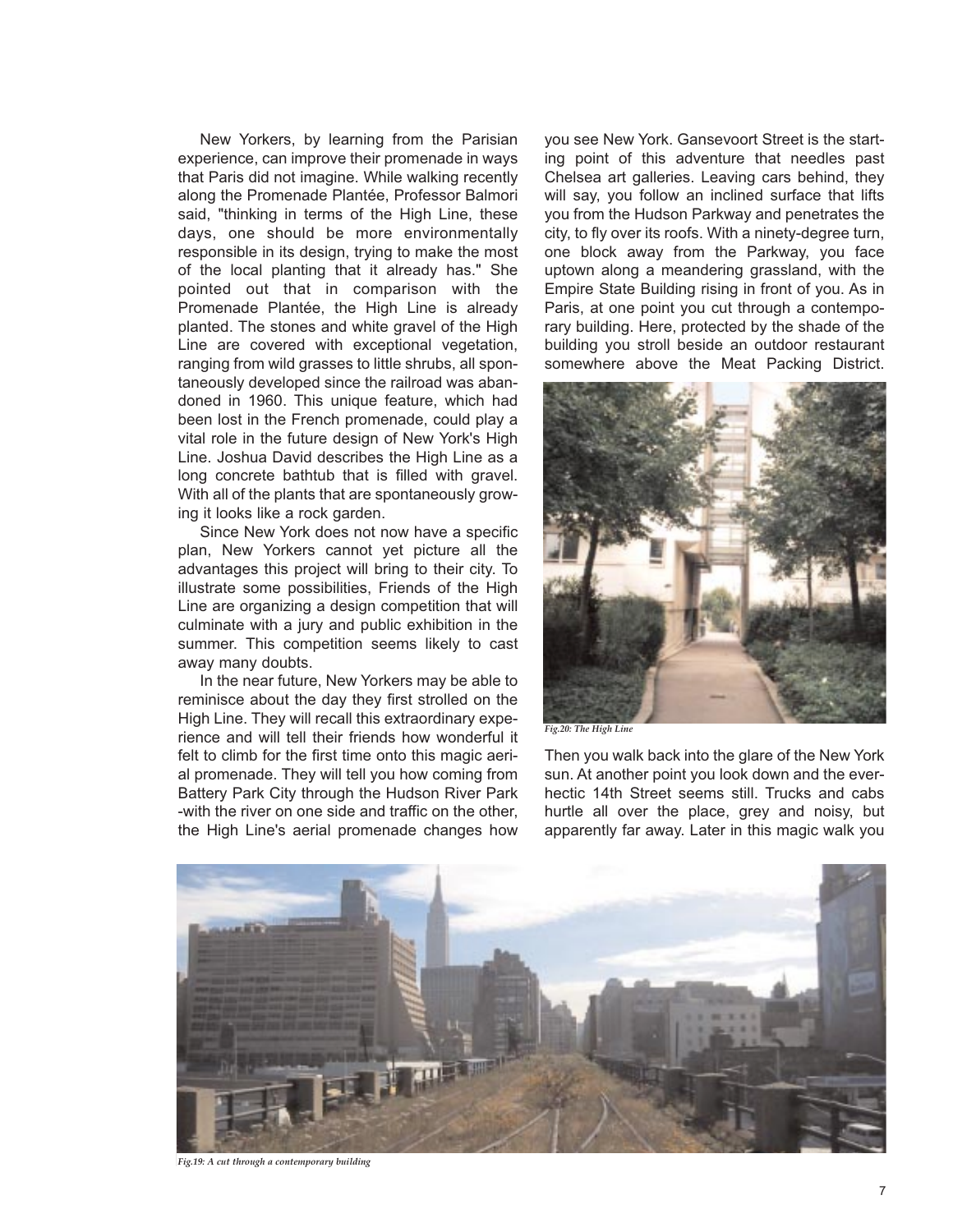New Yorkers, by learning from the Parisian experience, can improve their promenade in ways that Paris did not imagine. While walking recently along the Promenade Plantée, Professor Balmori said, "thinking in terms of the High Line, these days, one should be more environmentally responsible in its design, trying to make the most of the local planting that it already has." She pointed out that in comparison with the Promenade Plantée, the High Line is already planted. The stones and white gravel of the High Line are covered with exceptional vegetation, ranging from wild grasses to little shrubs, all spontaneously developed since the railroad was abandoned in 1960. This unique feature, which had been lost in the French promenade, could play a vital role in the future design of New York's High Line. Joshua David describes the High Line as a long concrete bathtub that is filled with gravel. With all of the plants that are spontaneously growing it looks like a rock garden.

Since New York does not now have a specific plan, New Yorkers cannot yet picture all the advantages this project will bring to their city. To illustrate some possibilities, Friends of the High Line are organizing a design competition that will culminate with a jury and public exhibition in the summer. This competition seems likely to cast away many doubts.

In the near future, New Yorkers may be able to reminisce about the day they first strolled on the High Line. They will recall this extraordinary experience and will tell their friends how wonderful it felt to climb for the first time onto this magic aerial promenade. They will tell you how coming from Battery Park City through the Hudson River Park -with the river on one side and traffic on the other, the High Line's aerial promenade changes how you see New York. Gansevoort Street is the starting point of this adventure that needles past Chelsea art galleries. Leaving cars behind, they will say, you follow an inclined surface that lifts you from the Hudson Parkway and penetrates the city, to fly over its roofs. With a ninety-degree turn, one block away from the Parkway, you face uptown along a meandering grassland, with the Empire State Building rising in front of you. As in Paris, at one point you cut through a contemporary building. Here, protected by the shade of the building you stroll beside an outdoor restaurant somewhere above the Meat Packing District.

*Fig.20: The High Line*

Then you walk back into the glare of the New York sun. At another point you look down and the ever-hectic 14th Street seems still. Trucks and cabs hurtle all over the place, grey and noisy, but apparently far away. Later in this magic walk you

*Fig.19: A cut through a contemporary building*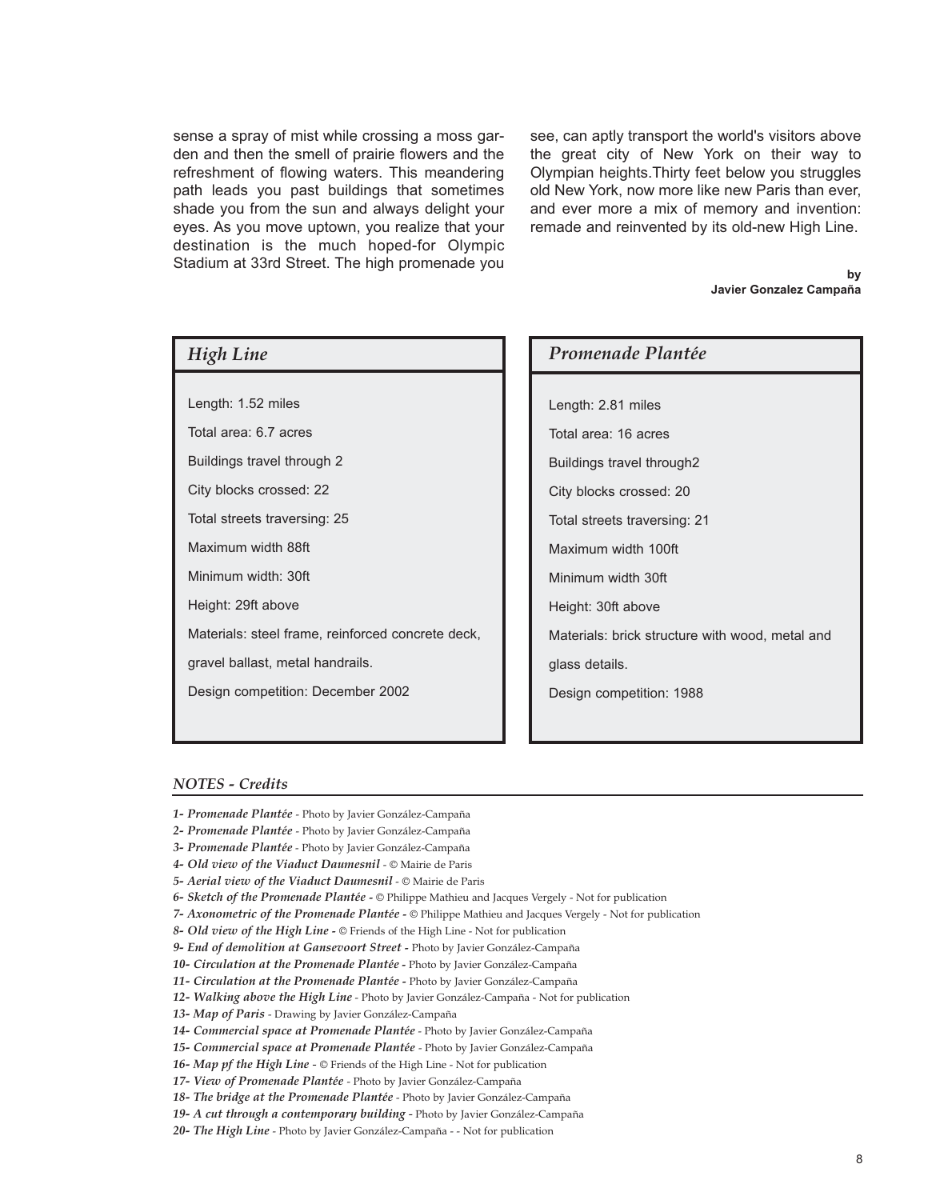sense a spray of mist while crossing a moss garden and then the smell of prairie flowers and the refreshment of flowing waters. This meandering path leads you past buildings that sometimes shade you from the sun and always delight your eyes. As you move uptown, you realize that your destination is the much hoped-for Olympic Stadium at 33rd Street. The high promenade you see, can aptly transport the world's visitors above the great city of New York on their way to Olympian heights.Thirty feet below you struggles old New York, now more like new Paris than ever, and ever more a mix of memory and invention: remade and reinvented by its old-new High Line.

**by**
**Javier Gonzalez Campaña**

### *High Line*

Length: 1.52 miles

Total area: 6.7 acres

Buildings travel through 2

City blocks crossed: 22

Total streets traversing: 25

Maximum width 88ft

Minimum width: 30ft

Height: 29ft above

Materials: steel frame, reinforced concrete deck,

gravel ballast, metal handrails.

Design competition: December 2002

### *Promenade Plantée*

Length: 2.81 miles

Total area: 16 acres

Buildings travel through2

City blocks crossed: 20

Total streets traversing: 21

Maximum width 100ft

Minimum width 30ft

Height: 30ft above

Materials: brick structure with wood, metal and

glass details.

Design competition: 1988

## *NOTES - Credits*

***1- Promenade Plantée*** - Photo by Javier González-Campaña
***2- Promenade Plantée*** - Photo by Javier González-Campaña
***3- Promenade Plantée*** - Photo by Javier González-Campaña
***4- Old view of the Viaduct Daumesnil*** - © Mairie de Paris
***5- Aerial view of the Viaduct Daumesnil*** - © Mairie de Paris
***6- Sketch of the Promenade Plantée -*** © Philippe Mathieu and Jacques Vergely - Not for publication
***7- Axonometric of the Promenade Plantée -*** © Philippe Mathieu and Jacques Vergely - Not for publication
***8- Old view of the High Line -*** © Friends of the High Line - Not for publication
***9- End of demolition at Gansevoort Street -*** Photo by Javier González-Campaña
***10- Circulation at the Promenade Plantée -*** Photo by Javier González-Campaña
***11- Circulation at the Promenade Plantée -*** Photo by Javier González-Campaña
***12- Walking above the High Line*** - Photo by Javier González-Campaña - Not for publication
***13- Map of Paris*** - Drawing by Javier González-Campaña
***14- Commercial space at Promenade Plantée*** - Photo by Javier González-Campaña
***15- Commercial space at Promenade Plantée*** - Photo by Javier González-Campaña
***16- Map pf the High Line*** - © Friends of the High Line - Not for publication
***17- View of Promenade Plantée*** - Photo by Javier González-Campaña
***18- The bridge at the Promenade Plantée*** - Photo by Javier González-Campaña
***19- A cut through a contemporary building*** - Photo by Javier González-Campaña
***20- The High Line*** - Photo by Javier González-Campaña - - Not for publication